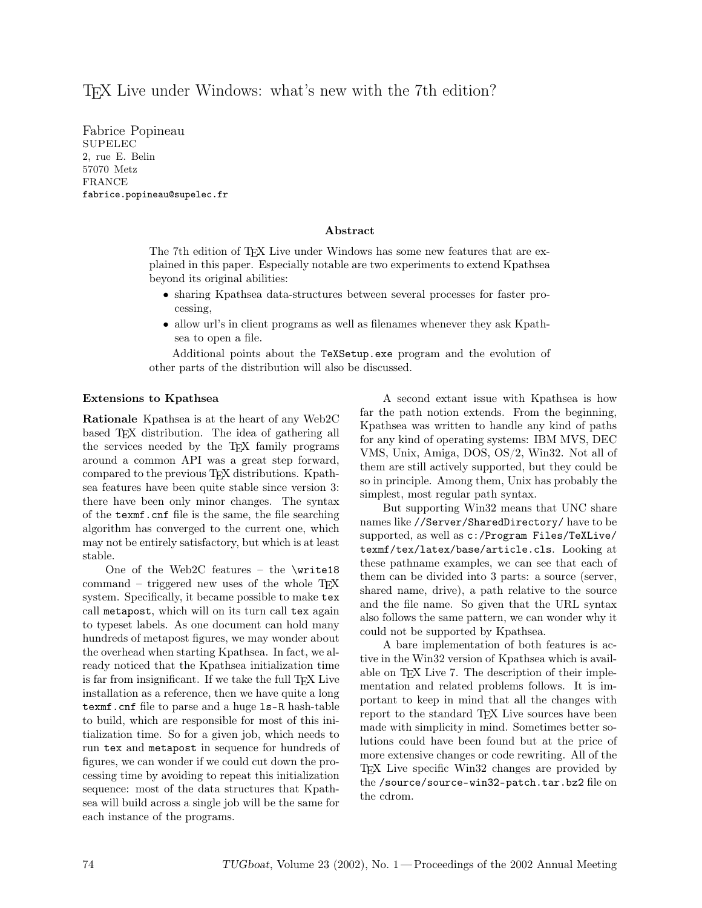# TeX Live under Windows: what's new with the 7th edition?

Fabrice Popineau
SUPELEC
2, rue E. Belin
57070 Metz
FRANCE
fabrice.popineau@supelec.fr

### Abstract

The 7th edition of TeX Live under Windows has some new features that are explained in this paper. Especially notable are two experiments to extend Kpathsea beyond its original abilities:

- sharing Kpathsea data-structures between several processes for faster processing,
- allow url's in client programs as well as filenames whenever they ask Kpathsea to open a file.

Additional points about the `TeXSetup.exe` program and the evolution of other parts of the distribution will also be discussed.

## Extensions to Kpathsea

**Rationale** Kpathsea is at the heart of any Web2C based TeX distribution. The idea of gathering all the services needed by the TeX family programs around a common API was a great step forward, compared to the previous TeX distributions. Kpathsea features have been quite stable since version 3: there have been only minor changes. The syntax of the `texmf.cnf` file is the same, the file searching algorithm has converged to the current one, which may not be entirely satisfactory, but which is at least stable.

One of the Web2C features – the `\write18` command – triggered new uses of the whole TeX system. Specifically, it became possible to make `tex` call `metapost`, which will on its turn call `tex` again to typeset labels. As one document can hold many hundreds of metapost figures, we may wonder about the overhead when starting Kpathsea. In fact, we already noticed that the Kpathsea initialization time is far from insignificant. If we take the full TeX Live installation as a reference, then we have quite a long `texmf.cnf` file to parse and a huge `ls-R` hash-table to build, which are responsible for most of this initialization time. So for a given job, which needs to run `tex` and `metapost` in sequence for hundreds of figures, we can wonder if we could cut down the processing time by avoiding to repeat this initialization sequence: most of the data structures that Kpathsea will build across a single job will be the same for each instance of the programs.

A second extant issue with Kpathsea is how far the path notion extends. From the beginning, Kpathsea was written to handle any kind of paths for any kind of operating systems: IBM MVS, DEC VMS, Unix, Amiga, DOS, OS/2, Win32. Not all of them are still actively supported, but they could be so in principle. Among them, Unix has probably the simplest, most regular path syntax.

But supporting Win32 means that UNC share names like `//Server/SharedDirectory/` have to be supported, as well as `c:/Program Files/TeXLive/texmf/tex/latex/base/article.cls`. Looking at these pathname examples, we can see that each of them can be divided into 3 parts: a source (server, shared name, drive), a path relative to the source and the file name. So given that the URL syntax also follows the same pattern, we can wonder why it could not be supported by Kpathsea.

A bare implementation of both features is active in the Win32 version of Kpathsea which is available on TeX Live 7. The description of their implementation and related problems follows. It is important to keep in mind that all the changes with report to the standard TeX Live sources have been made with simplicity in mind. Sometimes better solutions could have been found but at the price of more extensive changes or code rewriting. All of the TeX Live specific Win32 changes are provided by the `/source/source-win32-patch.tar.bz2` file on the cdrom.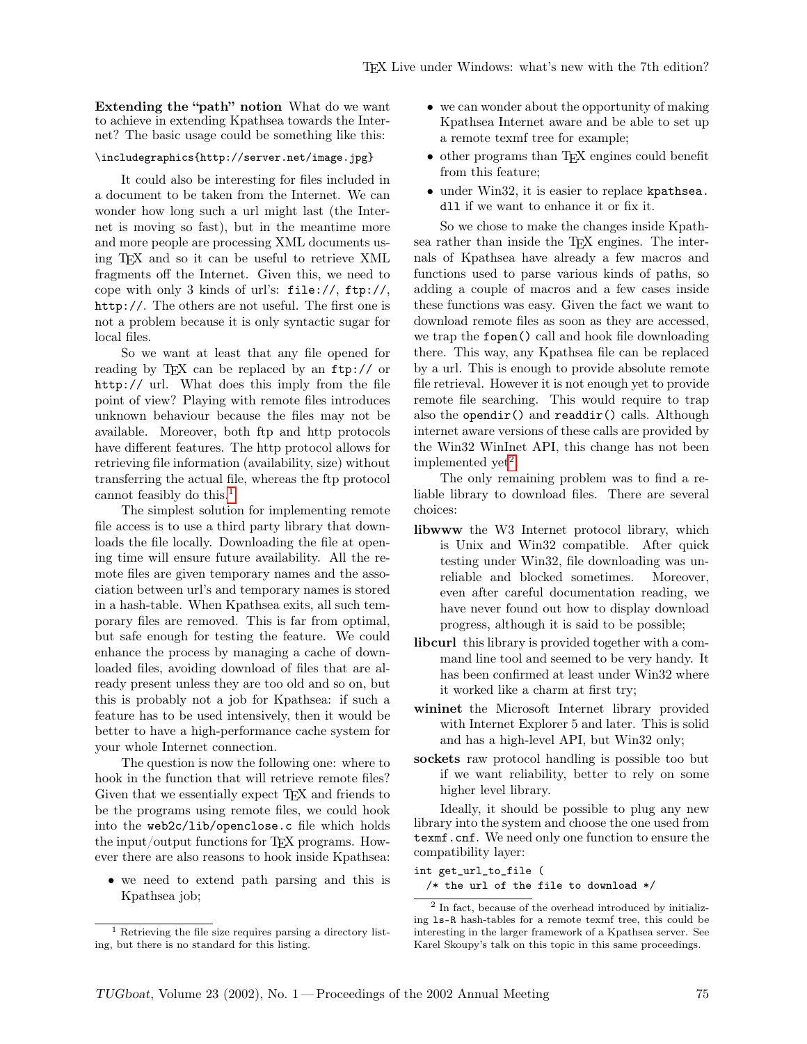**Extending the "path" notion** What do we want to achieve in extending Kpathsea towards the Internet? The basic usage could be something like this:

```
\includegraphics{http://server.net/image.jpg}
```

It could also be interesting for files included in a document to be taken from the Internet. We can wonder how long such a url might last (the Internet is moving so fast), but in the meantime more and more people are processing XML documents using TEX and so it can be useful to retrieve XML fragments off the Internet. Given this, we need to cope with only 3 kinds of url's: `file://`, `ftp://`, `http://`. The others are not useful. The first one is not a problem because it is only syntactic sugar for local files.

So we want at least that any file opened for reading by TEX can be replaced by an `ftp://` or `http://` url. What does this imply from the file point of view? Playing with remote files introduces unknown behaviour because the files may not be available. Moreover, both ftp and http protocols have different features. The http protocol allows for retrieving file information (availability, size) without transferring the actual file, whereas the ftp protocol cannot feasibly do this.[1]

The simplest solution for implementing remote file access is to use a third party library that downloads the file locally. Downloading the file at opening time will ensure future availability. All the remote files are given temporary names and the association between url's and temporary names is stored in a hash-table. When Kpathsea exits, all such temporary files are removed. This is far from optimal, but safe enough for testing the feature. We could enhance the process by managing a cache of downloaded files, avoiding download of files that are already present unless they are too old and so on, but this is probably not a job for Kpathsea: if such a feature has to be used intensively, then it would be better to have a high-performance cache system for your whole Internet connection.

The question is now the following one: where to hook in the function that will retrieve remote files? Given that we essentially expect TEX and friends to be the programs using remote files, we could hook into the `web2c/lib/openclose.c` file which holds the input/output functions for TEX programs. However there are also reasons to hook inside Kpathsea:

- we need to extend path parsing and this is Kpathsea job;
- we can wonder about the opportunity of making Kpathsea Internet aware and be able to set up a remote texmf tree for example;
- other programs than TEX engines could benefit from this feature;
- under Win32, it is easier to replace `kpathsea.dll` if we want to enhance it or fix it.

So we chose to make the changes inside Kpathsea rather than inside the TEX engines. The internals of Kpathsea have already a few macros and functions used to parse various kinds of paths, so adding a couple of macros and a few cases inside these functions was easy. Given the fact we want to download remote files as soon as they are accessed, we trap the `fopen()` call and hook file downloading there. This way, any Kpathsea file can be replaced by a url. This is enough to provide absolute remote file retrieval. However it is not enough yet to provide remote file searching. This would require to trap also the `opendir()` and `readdir()` calls. Although internet aware versions of these calls are provided by the Win32 WinInet API, this change has not been implemented yet[2].

The only remaining problem was to find a reliable library to download files. There are several choices:

**libwww** the W3 Internet protocol library, which is Unix and Win32 compatible. After quick testing under Win32, file downloading was unreliable and blocked sometimes. Moreover, even after careful documentation reading, we have never found out how to display download progress, although it is said to be possible;

**libcurl** this library is provided together with a command line tool and seemed to be very handy. It has been confirmed at least under Win32 where it worked like a charm at first try;

**wininet** the Microsoft Internet library provided with Internet Explorer 5 and later. This is solid and has a high-level API, but Win32 only;

**sockets** raw protocol handling is possible too but if we want reliability, better to rely on some higher level library.

Ideally, it should be possible to plug any new library into the system and choose the one used from `texmf.cnf`. We need only one function to ensure the compatibility layer:

```
int get_url_to_file (
  /* the url of the file to download */
```

[1] Retrieving the file size requires parsing a directory listing, but there is no standard for this listing.

[2] In fact, because of the overhead introduced by initializing `ls-R` hash-tables for a remote texmf tree, this could be interesting in the larger framework of a Kpathsea server. See Karel Skoupy's talk on this topic in this same proceedings.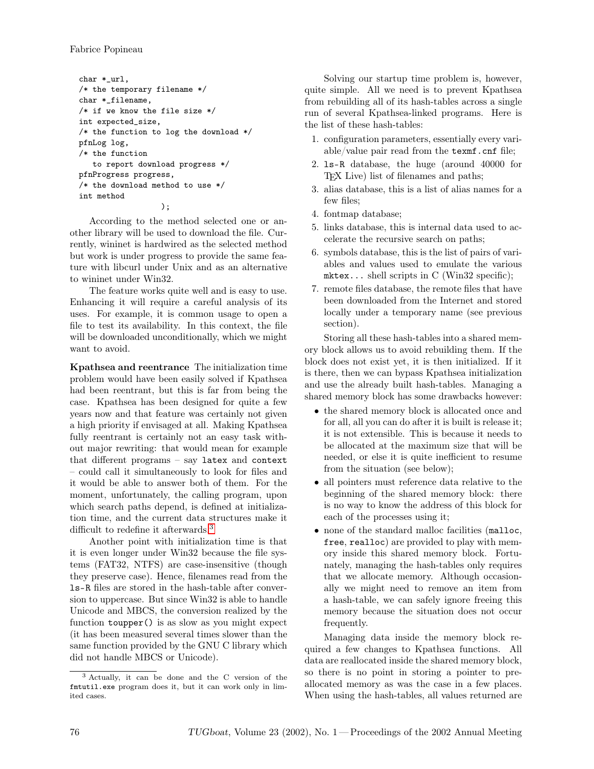```
char *_url,
/* the temporary filename */
char *_filename,
/* if we know the file size */
int expected_size,
/* the function to log the download */
pfnLog log,
/* the function
   to report download progress */
pfnProgress progress,
/* the download method to use */
int method
                    );
```

According to the method selected one or another library will be used to download the file. Currently, wininet is hardwired as the selected method but work is under progress to provide the same feature with libcurl under Unix and as an alternative to wininet under Win32.

The feature works quite well and is easy to use. Enhancing it will require a careful analysis of its uses. For example, it is common usage to open a file to test its availability. In this context, the file will be downloaded unconditionally, which we might want to avoid.

**Kpathsea and reentrance** The initialization time problem would have been easily solved if Kpathsea had been reentrant, but this is far from being the case. Kpathsea has been designed for quite a few years now and that feature was certainly not given a high priority if envisaged at all. Making Kpathsea fully reentrant is certainly not an easy task without major rewriting: that would mean for example that different programs – say `latex` and `context` – could call it simultaneously to look for files and it would be able to answer both of them. For the moment, unfortunately, the calling program, upon which search paths depend, is defined at initialization time, and the current data structures make it difficult to redefine it afterwards.[3]

Another point with initialization time is that it is even longer under Win32 because the file systems (FAT32, NTFS) are case-insensitive (though they preserve case). Hence, filenames read from the `ls-R` files are stored in the hash-table after conversion to uppercase. But since Win32 is able to handle Unicode and MBCS, the conversion realized by the function `toupper()` is as slow as you might expect (it has been measured several times slower than the same function provided by the GNU C library which did not handle MBCS or Unicode).

[3] Actually, it can be done and the C version of the `fmtutil.exe` program does it, but it can work only in limited cases.

Solving our startup time problem is, however, quite simple. All we need is to prevent Kpathsea from rebuilding all of its hash-tables across a single run of several Kpathsea-linked programs. Here is the list of these hash-tables:

1. configuration parameters, essentially every variable/value pair read from the `texmf.cnf` file;
2. `ls-R` database, the huge (around 40000 for TeX Live) list of filenames and paths;
3. alias database, this is a list of alias names for a few files;
4. fontmap database;
5. links database, this is internal data used to accelerate the recursive search on paths;
6. symbols database, this is the list of pairs of variables and values used to emulate the various `mktex...` shell scripts in C (Win32 specific);
7. remote files database, the remote files that have been downloaded from the Internet and stored locally under a temporary name (see previous section).

Storing all these hash-tables into a shared memory block allows us to avoid rebuilding them. If the block does not exist yet, it is then initialized. If it is there, then we can bypass Kpathsea initialization and use the already built hash-tables. Managing a shared memory block has some drawbacks however:

- the shared memory block is allocated once and for all, all you can do after it is built is release it; it is not extensible. This is because it needs to be allocated at the maximum size that will be needed, or else it is quite inefficient to resume from the situation (see below);
- all pointers must reference data relative to the beginning of the shared memory block: there is no way to know the address of this block for each of the processes using it;
- none of the standard malloc facilities (`malloc`, `free`, `realloc`) are provided to play with memory inside this shared memory block. Fortunately, managing the hash-tables only requires that we allocate memory. Although occasionally we might need to remove an item from a hash-table, we can safely ignore freeing this memory because the situation does not occur frequently.

Managing data inside the memory block required a few changes to Kpathsea functions. All data are reallocated inside the shared memory block, so there is no point in storing a pointer to preallocated memory as was the case in a few places. When using the hash-tables, all values returned are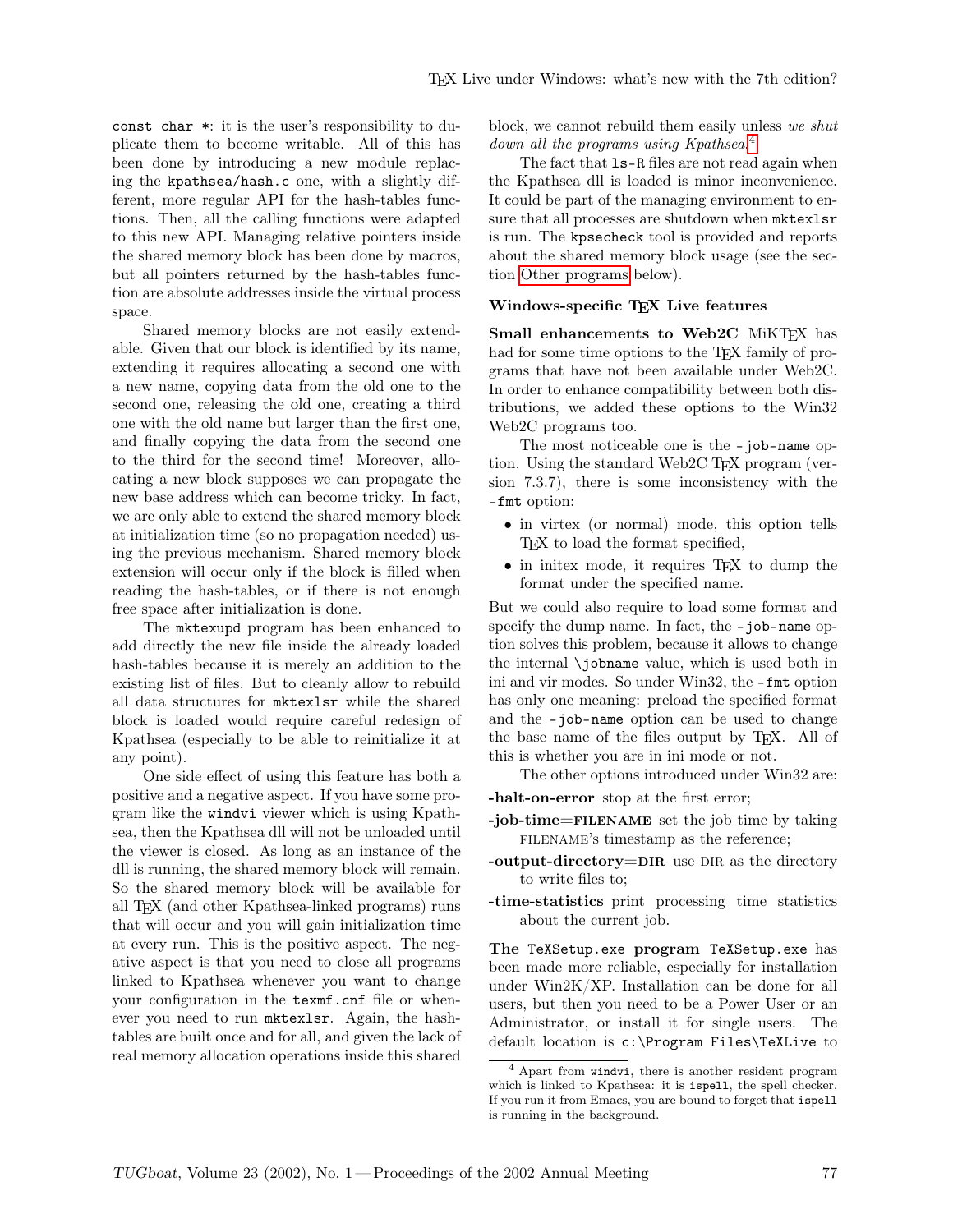`const char *`: it is the user's responsibility to duplicate them to become writable. All of this has been done by introducing a new module replacing the `kpathsea/hash.c` one, with a slightly different, more regular API for the hash-tables functions. Then, all the calling functions were adapted to this new API. Managing relative pointers inside the shared memory block has been done by macros, but all pointers returned by the hash-tables function are absolute addresses inside the virtual process space.

Shared memory blocks are not easily extendable. Given that our block is identified by its name, extending it requires allocating a second one with a new name, copying data from the old one to the second one, releasing the old one, creating a third one with the old name but larger than the first one, and finally copying the data from the second one to the third for the second time! Moreover, allocating a new block supposes we can propagate the new base address which can become tricky. In fact, we are only able to extend the shared memory block at initialization time (so no propagation needed) using the previous mechanism. Shared memory block extension will occur only if the block is filled when reading the hash-tables, or if there is not enough free space after initialization is done.

The `mktexupd` program has been enhanced to add directly the new file inside the already loaded hash-tables because it is merely an addition to the existing list of files. But to cleanly allow to rebuild all data structures for `mktexlsr` while the shared block is loaded would require careful redesign of Kpathsea (especially to be able to reinitialize it at any point).

One side effect of using this feature has both a positive and a negative aspect. If you have some program like the `windvi` viewer which is using Kpathsea, then the Kpathsea dll will not be unloaded until the viewer is closed. As long as an instance of the dll is running, the shared memory block will remain. So the shared memory block will be available for all TeX (and other Kpathsea-linked programs) runs that will occur and you will gain initialization time at every run. This is the positive aspect. The negative aspect is that you need to close all programs linked to Kpathsea whenever you want to change your configuration in the `texmf.cnf` file or whenever you need to run `mktexlsr`. Again, the hash-tables are built once and for all, and given the lack of real memory allocation operations inside this shared block, we cannot rebuild them easily unless *we shut down all the programs using Kpathsea*.[4]

The fact that `ls-R` files are not read again when the Kpathsea dll is loaded is minor inconvenience. It could be part of the managing environment to ensure that all processes are shutdown when `mktexlsr` is run. The `kpsecheck` tool is provided and reports about the shared memory block usage (see the section Other programs below).

### Windows-specific TeX Live features

**Small enhancements to Web2C** MiKTeX has had for some time options to the TeX family of programs that have not been available under Web2C. In order to enhance compatibility between both distributions, we added these options to the Win32 Web2C programs too.

The most noticeable one is the `-job-name` option. Using the standard Web2C TeX program (version 7.3.7), there is some inconsistency with the `-fmt` option:

- in virtex (or normal) mode, this option tells TeX to load the format specified,
- in initex mode, it requires TeX to dump the format under the specified name.

But we could also require to load some format and specify the dump name. In fact, the `-job-name` option solves this problem, because it allows to change the internal `\jobname` value, which is used both in ini and vir modes. So under Win32, the `-fmt` option has only one meaning: preload the specified format and the `-job-name` option can be used to change the base name of the files output by TeX. All of this is whether you are in ini mode or not.

The other options introduced under Win32 are:

**-halt-on-error** stop at the first error;

**-job-time=FILENAME** set the job time by taking FILENAME's timestamp as the reference;

**-output-directory=DIR** use DIR as the directory to write files to;

**-time-statistics** print processing time statistics about the current job.

**The `TeXSetup.exe` program** `TeXSetup.exe` has been made more reliable, especially for installation under Win2K/XP. Installation can be done for all users, but then you need to be a Power User or an Administrator, or install it for single users. The default location is `c:\Program Files\TeXLive` to

---

[4] Apart from `windvi`, there is another resident program which is linked to Kpathsea: it is `ispell`, the spell checker. If you run it from Emacs, you are bound to forget that `ispell` is running in the background.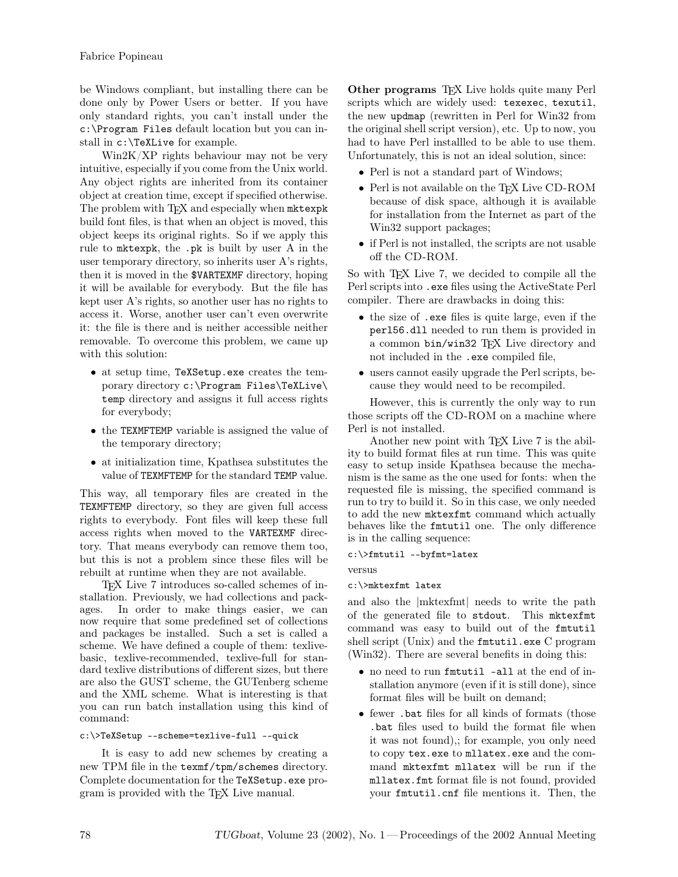be Windows compliant, but installing there can be done only by Power Users or better. If you have only standard rights, you can't install under the `c:\Program Files` default location but you can install in `c:\TeXLive` for example.

Win2K/XP rights behaviour may not be very intuitive, especially if you come from the Unix world. Any object rights are inherited from its container object at creation time, except if specified otherwise. The problem with TEX and especially when `mktexpk` build font files, is that when an object is moved, this object keeps its original rights. So if we apply this rule to `mktexpk`, the `.pk` is built by user A in the user temporary directory, so inherits user A's rights, then it is moved in the `$VARTEXMF` directory, hoping it will be available for everybody. But the file has kept user A's rights, so another user has no rights to access it. Worse, another user can't even overwrite it: the file is there and is neither accessible neither removable. To overcome this problem, we came up with this solution:

- at setup time, `TeXSetup.exe` creates the temporary directory `c:\Program Files\TeXLive\temp` directory and assigns it full access rights for everybody;
- the `TEXMFTEMP` variable is assigned the value of the temporary directory;
- at initialization time, Kpathsea substitutes the value of `TEXMFTEMP` for the standard `TEMP` value.

This way, all temporary files are created in the `TEXMFTEMP` directory, so they are given full access rights to everybody. Font files will keep these full access rights when moved to the `VARTEXMF` directory. That means everybody can remove them too, but this is not a problem since these files will be rebuilt at runtime when they are not available.

TEX Live 7 introduces so-called schemes of installation. Previously, we had collections and packages. In order to make things easier, we can now require that some predefined set of collections and packages be installed. Such a set is called a scheme. We have defined a couple of them: texlive-basic, texlive-recommended, texlive-full for standard texlive distributions of different sizes, but there are also the GUST scheme, the GUTenberg scheme and the XML scheme. What is interesting is that you can run batch installation using this kind of command:

```
c:\>TeXSetup --scheme=texlive-full --quick
```

It is easy to add new schemes by creating a new TPM file in the `texmf/tpm/schemes` directory. Complete documentation for the `TeXSetup.exe` program is provided with the TEX Live manual.

**Other programs** TEX Live holds quite many Perl scripts which are widely used: `texexec`, `texutil`, the new `updmap` (rewritten in Perl for Win32 from the original shell script version), etc. Up to now, you had to have Perl installled to be able to use them. Unfortunately, this is not an ideal solution, since:

- Perl is not a standard part of Windows;
- Perl is not available on the TEX Live CD-ROM because of disk space, although it is available for installation from the Internet as part of the Win32 support packages;
- if Perl is not installed, the scripts are not usable off the CD-ROM.

So with TEX Live 7, we decided to compile all the Perl scripts into `.exe` files using the ActiveState Perl compiler. There are drawbacks in doing this:

- the size of `.exe` files is quite large, even if the `perl56.dll` needed to run them is provided in a common `bin/win32` TEX Live directory and not included in the `.exe` compiled file,
- users cannot easily upgrade the Perl scripts, because they would need to be recompiled.

However, this is currently the only way to run those scripts off the CD-ROM on a machine where Perl is not installed.

Another new point with TEX Live 7 is the ability to build format files at run time. This was quite easy to setup inside Kpathsea because the mechanism is the same as the one used for fonts: when the requested file is missing, the specified command is run to try to build it. So in this case, we only needed to add the new `mktexfmt` command which actually behaves like the `fmtutil` one. The only difference is in the calling sequence:

```
c:\>fmtutil --byfmt=latex
```

versus

```
c:\>mktexfmt latex
```

and also the |mktexfmt| needs to write the path of the generated file to `stdout`. This `mktexfmt` command was easy to build out of the `fmtutil` shell script (Unix) and the `fmtutil.exe` C program (Win32). There are several benefits in doing this:

- no need to run `fmtutil -all` at the end of installation anymore (even if it is still done), since format files will be built on demand;
- fewer `.bat` files for all kinds of formats (those `.bat` files used to build the format file when it was not found),; for example, you only need to copy `tex.exe` to `mllatex.exe` and the command `mktexfmt mllatex` will be run if the `mllatex.fmt` format file is not found, provided your `fmtutil.cnf` file mentions it. Then, the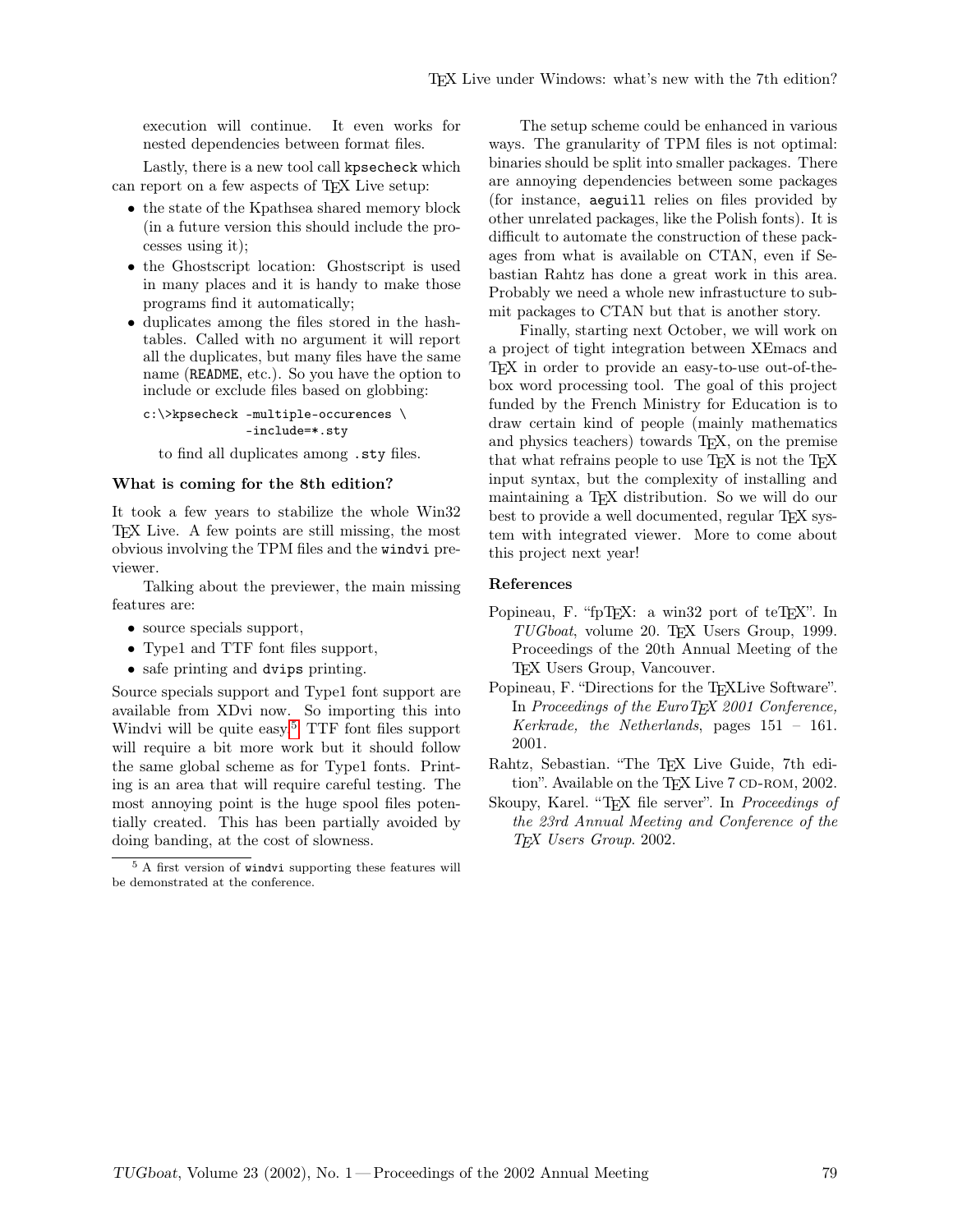execution will continue. It even works for nested dependencies between format files.

Lastly, there is a new tool call `kpsecheck` which can report on a few aspects of TEX Live setup:

- the state of the Kpathsea shared memory block (in a future version this should include the processes using it);
- the Ghostscript location: Ghostscript is used in many places and it is handy to make those programs find it automatically;
- duplicates among the files stored in the hash-tables. Called with no argument it will report all the duplicates, but many files have the same name (`README`, etc.). So you have the option to include or exclude files based on globbing:

```
c:\>kpsecheck -multiple-occurences \
            -include=*.sty
```

to find all duplicates among `.sty` files.

### What is coming for the 8th edition?

It took a few years to stabilize the whole Win32 TEX Live. A few points are still missing, the most obvious involving the TPM files and the `windvi` previewer.

Talking about the previewer, the main missing features are:

- source specials support,
- Type1 and TTF font files support,
- safe printing and `dvips` printing.

Source specials support and Type1 font support are available from XDvi now. So importing this into Windvi will be quite easy.[5] TTF font files support will require a bit more work but it should follow the same global scheme as for Type1 fonts. Printing is an area that will require careful testing. The most annoying point is the huge spool files potentially created. This has been partially avoided by doing banding, at the cost of slowness.

[5] A first version of `windvi` supporting these features will be demonstrated at the conference.

The setup scheme could be enhanced in various ways. The granularity of TPM files is not optimal: binaries should be split into smaller packages. There are annoying dependencies between some packages (for instance, `aeguill` relies on files provided by other unrelated packages, like the Polish fonts). It is difficult to automate the construction of these packages from what is available on CTAN, even if Sebastian Rahtz has done a great work in this area. Probably we need a whole new infrastucture to submit packages to CTAN but that is another story.

Finally, starting next October, we will work on a project of tight integration between XEmacs and TEX in order to provide an easy-to-use out-of-the-box word processing tool. The goal of this project funded by the French Ministry for Education is to draw certain kind of people (mainly mathematics and physics teachers) towards TEX, on the premise that what refrains people to use TEX is not the TEX input syntax, but the complexity of installing and maintaining a TEX distribution. So we will do our best to provide a well documented, regular TEX system with integrated viewer. More to come about this project next year!

### References

Popineau, F. "fpTEX: a win32 port of teTEX". In *TUGboat*, volume 20. TEX Users Group, 1999. Proceedings of the 20th Annual Meeting of the TEX Users Group, Vancouver.

Popineau, F. "Directions for the TEXLive Software". In *Proceedings of the EuroTEX 2001 Conference, Kerkrade, the Netherlands*, pages 151 – 161. 2001.

Rahtz, Sebastian. "The TEX Live Guide, 7th edition". Available on the TEX Live 7 CD-ROM, 2002.

Skoupy, Karel. "TEX file server". In *Proceedings of the 23rd Annual Meeting and Conference of the TEX Users Group*. 2002.